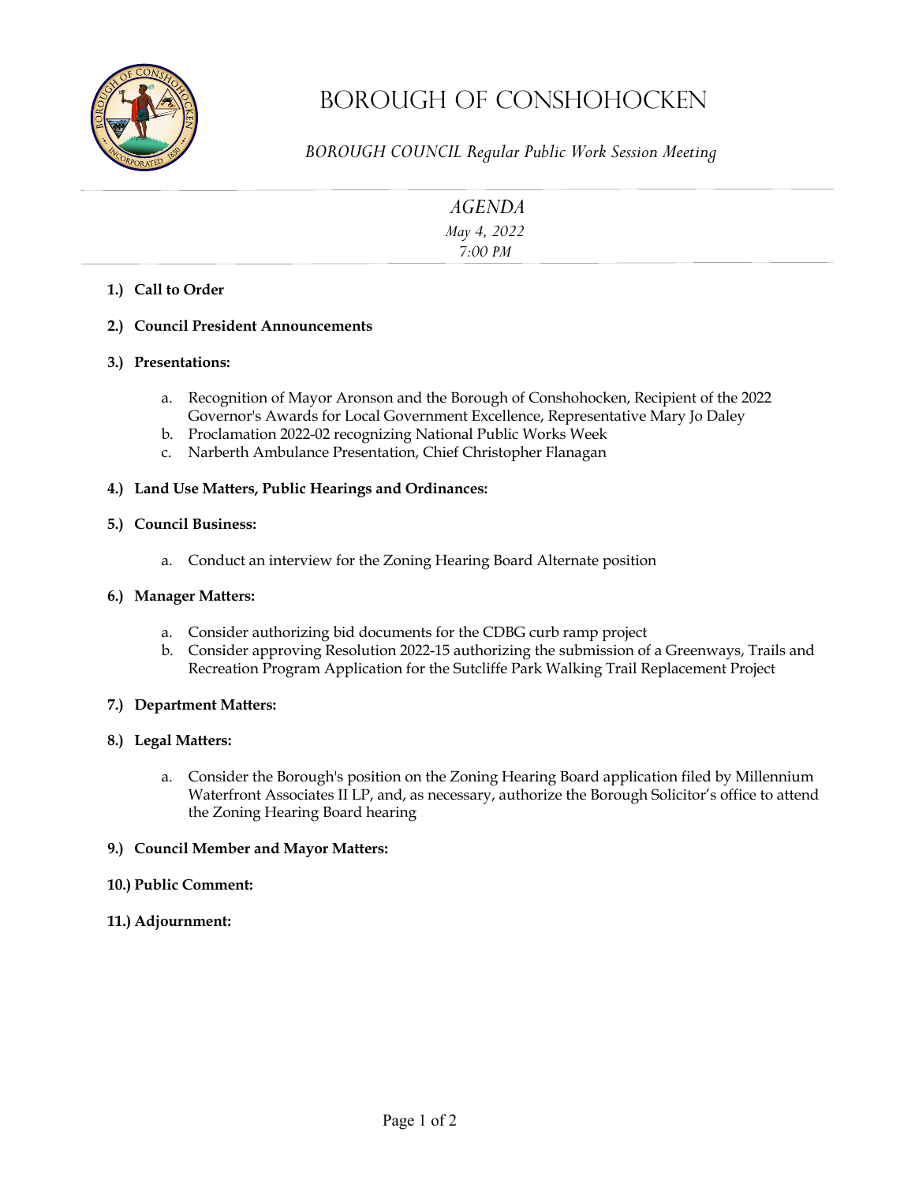# BOROUGH OF CONSHOHOCKEN

*BOROUGH COUNCIL Regular Public Work Session Meeting*

## *AGENDA*

*May 4, 2022*
*7:00 PM*

**1.) Call to Order**

**2.) Council President Announcements**

**3.) Presentations:**

   a. Recognition of Mayor Aronson and the Borough of Conshohocken, Recipient of the 2022 Governor's Awards for Local Government Excellence, Representative Mary Jo Daley
   b. Proclamation 2022-02 recognizing National Public Works Week
   c. Narberth Ambulance Presentation, Chief Christopher Flanagan

**4.) Land Use Matters, Public Hearings and Ordinances:**

**5.) Council Business:**

   a. Conduct an interview for the Zoning Hearing Board Alternate position

**6.) Manager Matters:**

   a. Consider authorizing bid documents for the CDBG curb ramp project
   b. Consider approving Resolution 2022-15 authorizing the submission of a Greenways, Trails and Recreation Program Application for the Sutcliffe Park Walking Trail Replacement Project

**7.) Department Matters:**

**8.) Legal Matters:**

   a. Consider the Borough's position on the Zoning Hearing Board application filed by Millennium Waterfront Associates II LP, and, as necessary, authorize the Borough Solicitor's office to attend the Zoning Hearing Board hearing

**9.) Council Member and Mayor Matters:**

**10.) Public Comment:**

**11.) Adjournment:**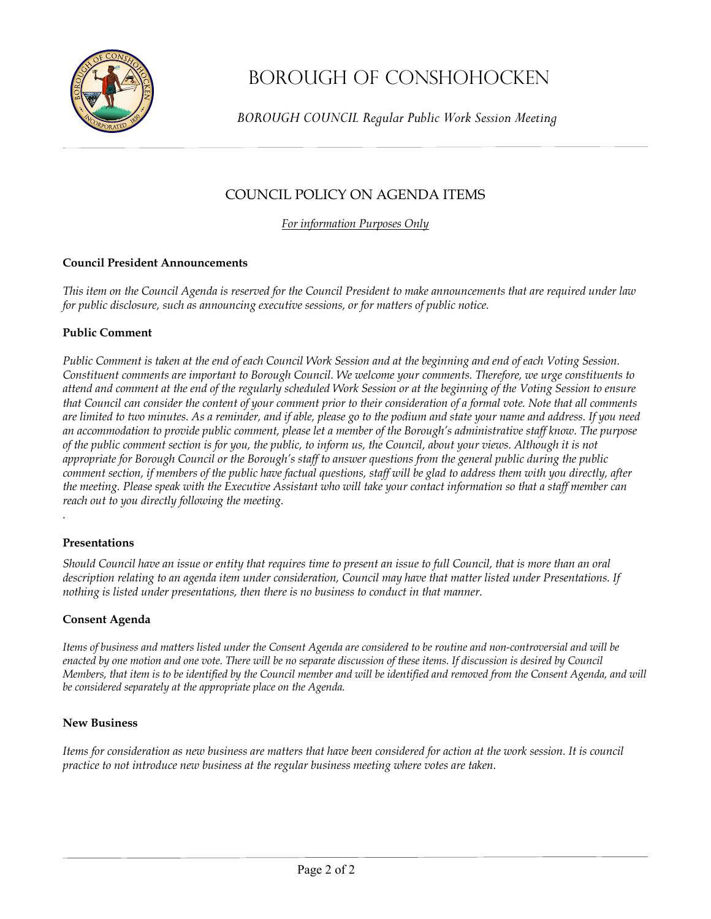# BOROUGH OF CONSHOHOCKEN

*BOROUGH COUNCIL Regular Public Work Session Meeting*

## COUNCIL POLICY ON AGENDA ITEMS

*For information Purposes Only*

**Council President Announcements**

*This item on the Council Agenda is reserved for the Council President to make announcements that are required under law for public disclosure, such as announcing executive sessions, or for matters of public notice.*

**Public Comment**

*Public Comment is taken at the end of each Council Work Session and at the beginning and end of each Voting Session. Constituent comments are important to Borough Council. We welcome your comments. Therefore, we urge constituents to attend and comment at the end of the regularly scheduled Work Session or at the beginning of the Voting Session to ensure that Council can consider the content of your comment prior to their consideration of a formal vote. Note that all comments are limited to two minutes. As a reminder, and if able, please go to the podium and state your name and address. If you need an accommodation to provide public comment, please let a member of the Borough's administrative staff know. The purpose of the public comment section is for you, the public, to inform us, the Council, about your views. Although it is not appropriate for Borough Council or the Borough's staff to answer questions from the general public during the public comment section, if members of the public have factual questions, staff will be glad to address them with you directly, after the meeting. Please speak with the Executive Assistant who will take your contact information so that a staff member can reach out to you directly following the meeting.*

**Presentations**

*Should Council have an issue or entity that requires time to present an issue to full Council, that is more than an oral description relating to an agenda item under consideration, Council may have that matter listed under Presentations. If nothing is listed under presentations, then there is no business to conduct in that manner.*

**Consent Agenda**

*Items of business and matters listed under the Consent Agenda are considered to be routine and non-controversial and will be enacted by one motion and one vote. There will be no separate discussion of these items. If discussion is desired by Council Members, that item is to be identified by the Council member and will be identified and removed from the Consent Agenda, and will be considered separately at the appropriate place on the Agenda.*

**New Business**

*Items for consideration as new business are matters that have been considered for action at the work session. It is council practice to not introduce new business at the regular business meeting where votes are taken.*